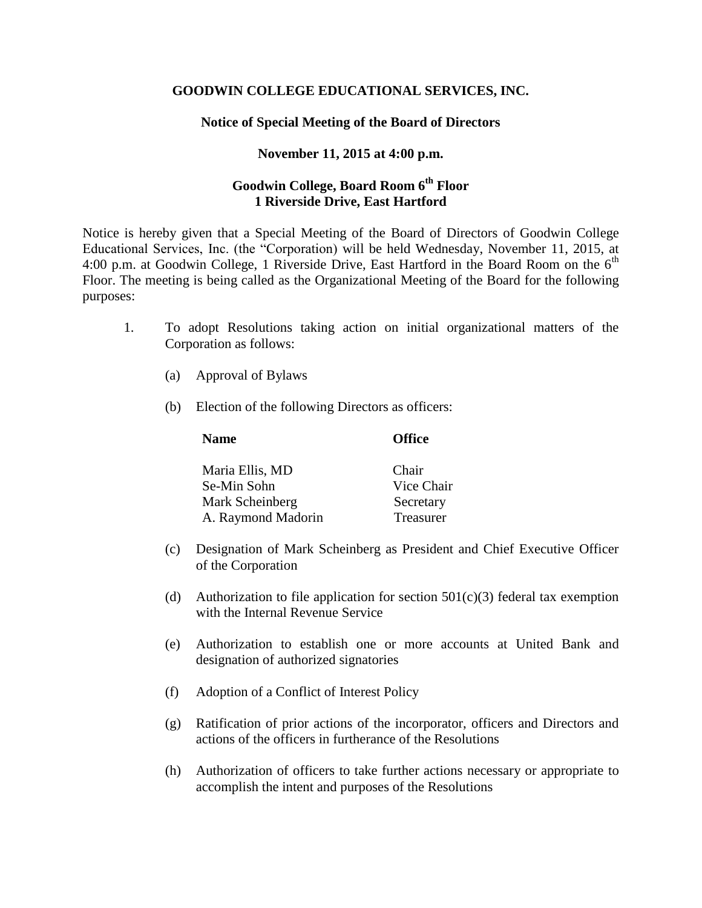**GOODWIN COLLEGE EDUCATIONAL SERVICES, INC.**

**Notice of Special Meeting of the Board of Directors**

**November 11, 2015 at 4:00 p.m.**

**Goodwin College, Board Room 6th Floor**
**1 Riverside Drive, East Hartford**

Notice is hereby given that a Special Meeting of the Board of Directors of Goodwin College Educational Services, Inc. (the "Corporation) will be held Wednesday, November 11, 2015, at 4:00 p.m. at Goodwin College, 1 Riverside Drive, East Hartford in the Board Room on the 6th Floor. The meeting is being called as the Organizational Meeting of the Board for the following purposes:

1. To adopt Resolutions taking action on initial organizational matters of the Corporation as follows:

   (a) Approval of Bylaws

   (b) Election of the following Directors as officers:

   | Name | Office |
   | --- | --- |
   | Maria Ellis, MD | Chair |
   | Se-Min Sohn | Vice Chair |
   | Mark Scheinberg | Secretary |
   | A. Raymond Madorin | Treasurer |

   (c) Designation of Mark Scheinberg as President and Chief Executive Officer of the Corporation

   (d) Authorization to file application for section 501(c)(3) federal tax exemption with the Internal Revenue Service

   (e) Authorization to establish one or more accounts at United Bank and designation of authorized signatories

   (f) Adoption of a Conflict of Interest Policy

   (g) Ratification of prior actions of the incorporator, officers and Directors and actions of the officers in furtherance of the Resolutions

   (h) Authorization of officers to take further actions necessary or appropriate to accomplish the intent and purposes of the Resolutions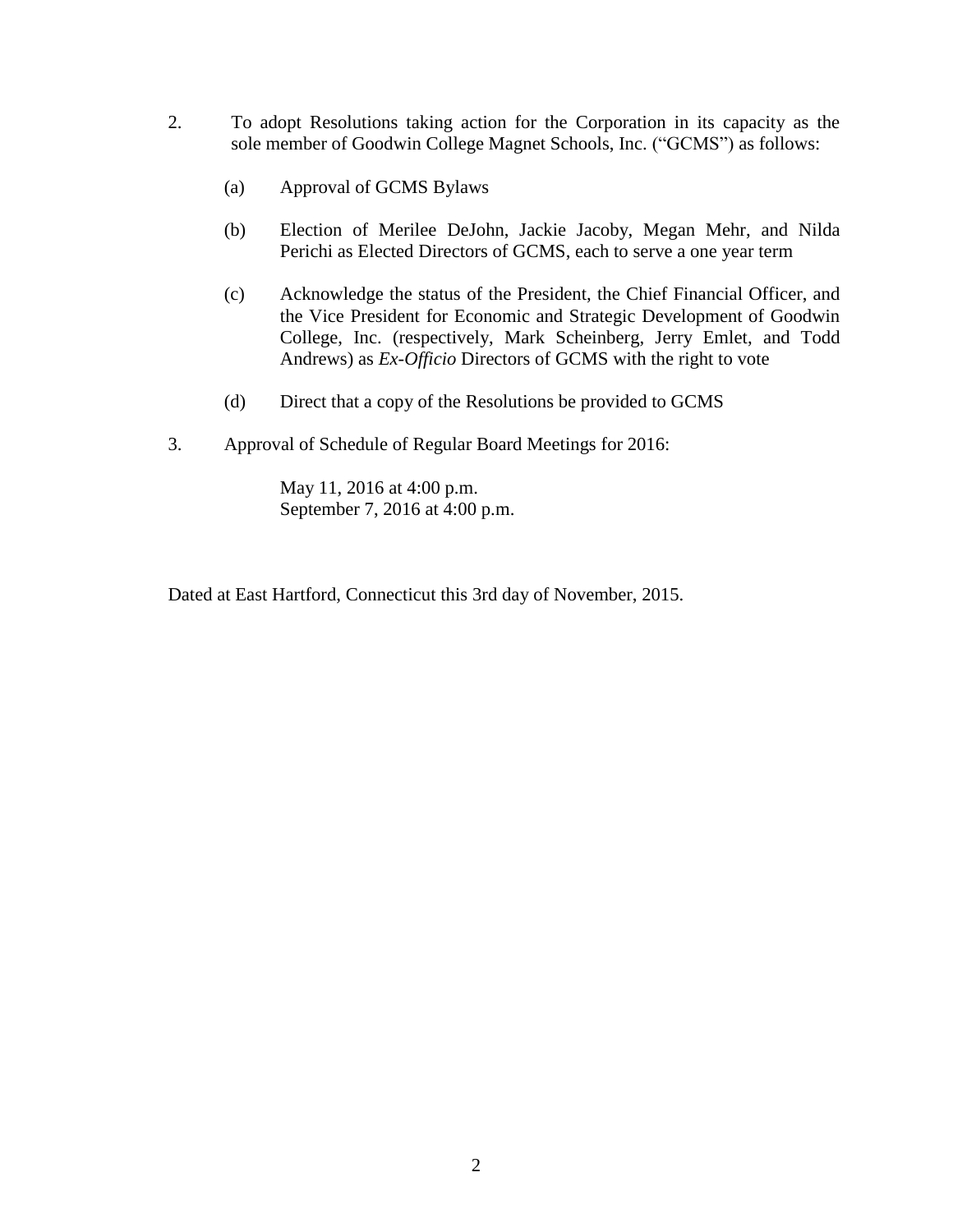2. To adopt Resolutions taking action for the Corporation in its capacity as the sole member of Goodwin College Magnet Schools, Inc. (“GCMS”) as follows:

   (a) Approval of GCMS Bylaws

   (b) Election of Merilee DeJohn, Jackie Jacoby, Megan Mehr, and Nilda Perichi as Elected Directors of GCMS, each to serve a one year term

   (c) Acknowledge the status of the President, the Chief Financial Officer, and the Vice President for Economic and Strategic Development of Goodwin College, Inc. (respectively, Mark Scheinberg, Jerry Emlet, and Todd Andrews) as *Ex-Officio* Directors of GCMS with the right to vote

   (d) Direct that a copy of the Resolutions be provided to GCMS

3. Approval of Schedule of Regular Board Meetings for 2016:

   May 11, 2016 at 4:00 p.m.
   September 7, 2016 at 4:00 p.m.

Dated at East Hartford, Connecticut this 3rd day of November, 2015.